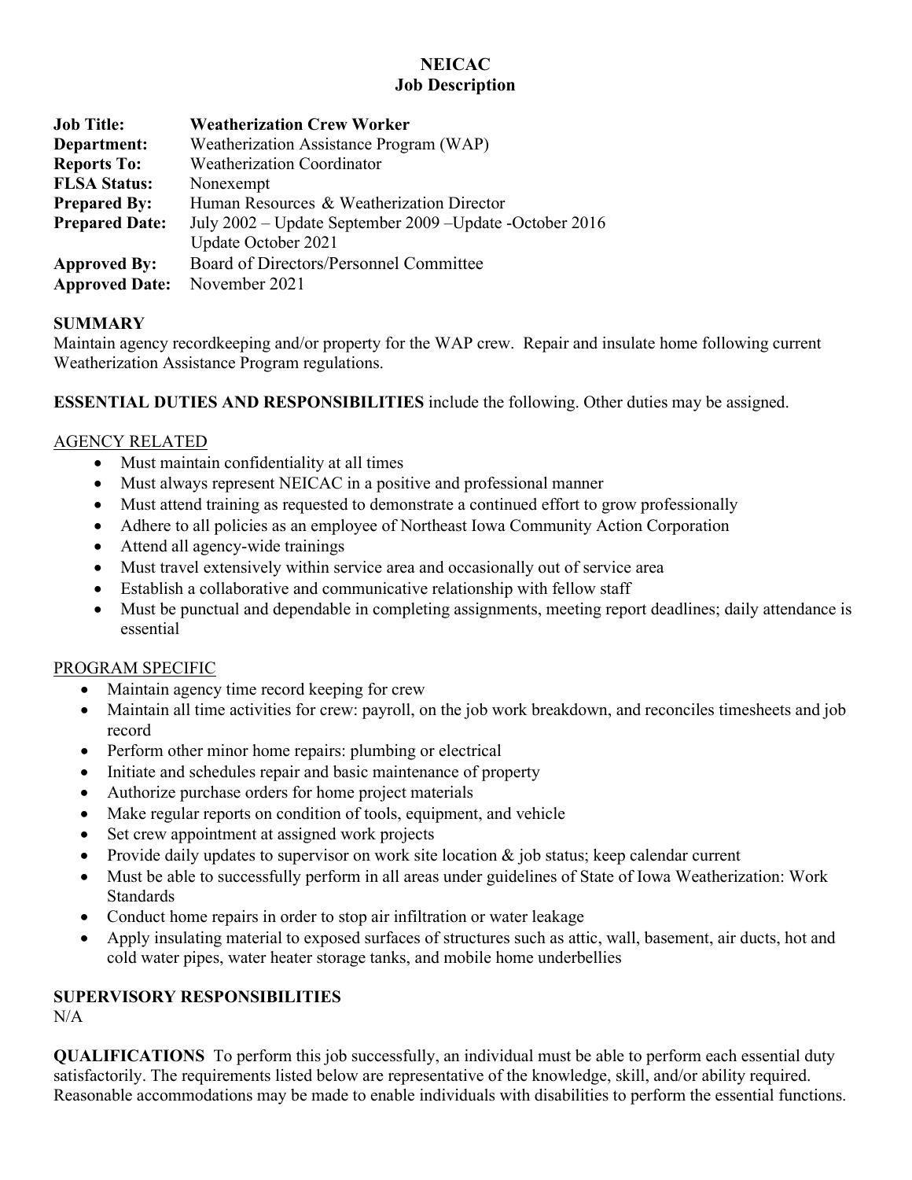**NEICAC**
**Job Description**

**Job Title:** **Weatherization Crew Worker**
**Department:** Weatherization Assistance Program (WAP)
**Reports To:** Weatherization Coordinator
**FLSA Status:** Nonexempt
**Prepared By:** Human Resources & Weatherization Director
**Prepared Date:** July 2002 – Update September 2009 –Update -October 2016
Update October 2021
**Approved By:** Board of Directors/Personnel Committee
**Approved Date:** November 2021

## SUMMARY

Maintain agency recordkeeping and/or property for the WAP crew. Repair and insulate home following current Weatherization Assistance Program regulations.

**ESSENTIAL DUTIES AND RESPONSIBILITIES** include the following. Other duties may be assigned.

AGENCY RELATED

- Must maintain confidentiality at all times
- Must always represent NEICAC in a positive and professional manner
- Must attend training as requested to demonstrate a continued effort to grow professionally
- Adhere to all policies as an employee of Northeast Iowa Community Action Corporation
- Attend all agency-wide trainings
- Must travel extensively within service area and occasionally out of service area
- Establish a collaborative and communicative relationship with fellow staff
- Must be punctual and dependable in completing assignments, meeting report deadlines; daily attendance is essential

PROGRAM SPECIFIC

- Maintain agency time record keeping for crew
- Maintain all time activities for crew: payroll, on the job work breakdown, and reconciles timesheets and job record
- Perform other minor home repairs: plumbing or electrical
- Initiate and schedules repair and basic maintenance of property
- Authorize purchase orders for home project materials
- Make regular reports on condition of tools, equipment, and vehicle
- Set crew appointment at assigned work projects
- Provide daily updates to supervisor on work site location & job status; keep calendar current
- Must be able to successfully perform in all areas under guidelines of State of Iowa Weatherization: Work Standards
- Conduct home repairs in order to stop air infiltration or water leakage
- Apply insulating material to exposed surfaces of structures such as attic, wall, basement, air ducts, hot and cold water pipes, water heater storage tanks, and mobile home underbellies

## SUPERVISORY RESPONSIBILITIES

N/A

**QUALIFICATIONS** To perform this job successfully, an individual must be able to perform each essential duty satisfactorily. The requirements listed below are representative of the knowledge, skill, and/or ability required. Reasonable accommodations may be made to enable individuals with disabilities to perform the essential functions.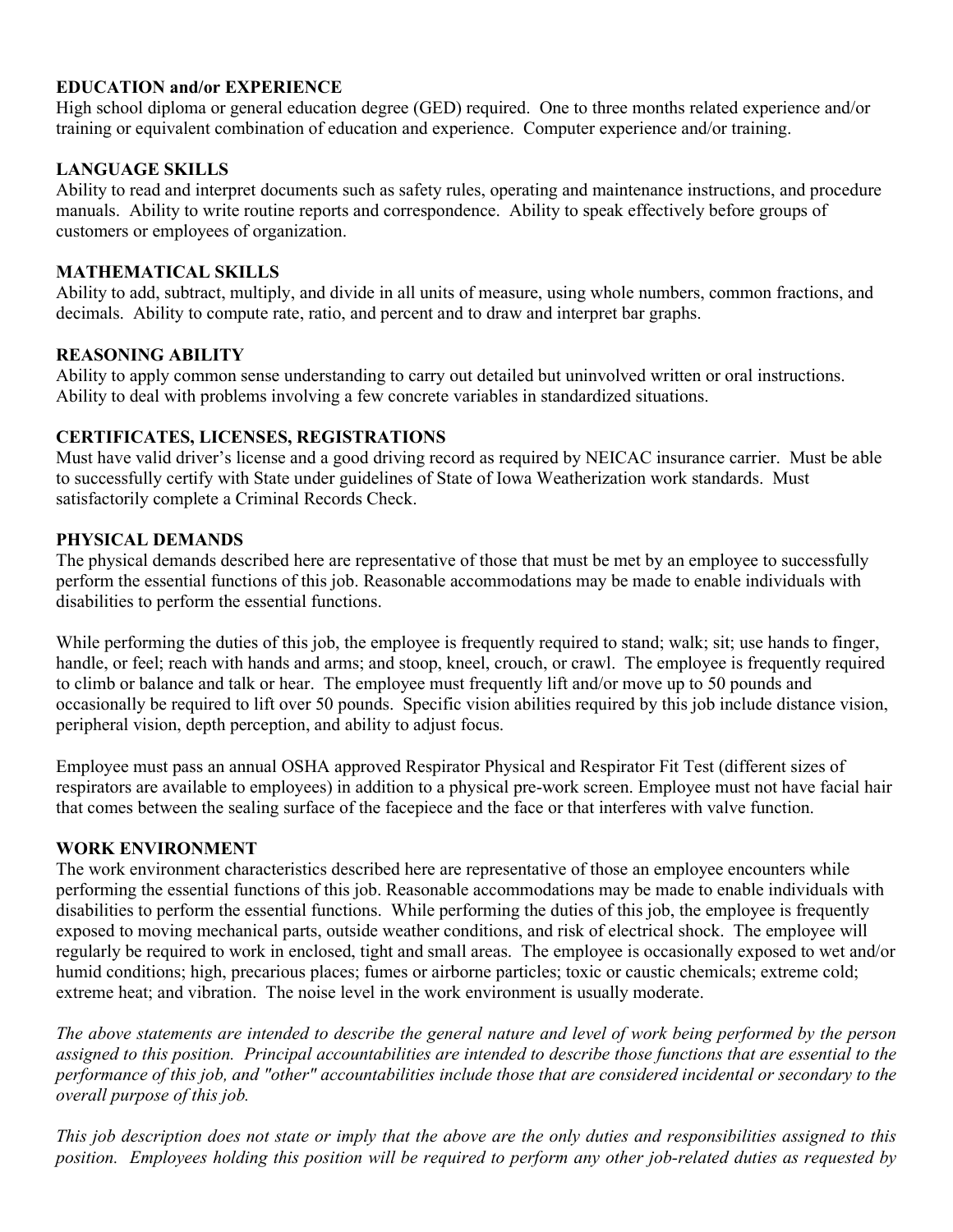**EDUCATION and/or EXPERIENCE**
High school diploma or general education degree (GED) required. One to three months related experience and/or training or equivalent combination of education and experience. Computer experience and/or training.

**LANGUAGE SKILLS**
Ability to read and interpret documents such as safety rules, operating and maintenance instructions, and procedure manuals. Ability to write routine reports and correspondence. Ability to speak effectively before groups of customers or employees of organization.

**MATHEMATICAL SKILLS**
Ability to add, subtract, multiply, and divide in all units of measure, using whole numbers, common fractions, and decimals. Ability to compute rate, ratio, and percent and to draw and interpret bar graphs.

**REASONING ABILITY**
Ability to apply common sense understanding to carry out detailed but uninvolved written or oral instructions. Ability to deal with problems involving a few concrete variables in standardized situations.

**CERTIFICATES, LICENSES, REGISTRATIONS**
Must have valid driver's license and a good driving record as required by NEICAC insurance carrier. Must be able to successfully certify with State under guidelines of State of Iowa Weatherization work standards. Must satisfactorily complete a Criminal Records Check.

**PHYSICAL DEMANDS**
The physical demands described here are representative of those that must be met by an employee to successfully perform the essential functions of this job. Reasonable accommodations may be made to enable individuals with disabilities to perform the essential functions.

While performing the duties of this job, the employee is frequently required to stand; walk; sit; use hands to finger, handle, or feel; reach with hands and arms; and stoop, kneel, crouch, or crawl. The employee is frequently required to climb or balance and talk or hear. The employee must frequently lift and/or move up to 50 pounds and occasionally be required to lift over 50 pounds. Specific vision abilities required by this job include distance vision, peripheral vision, depth perception, and ability to adjust focus.

Employee must pass an annual OSHA approved Respirator Physical and Respirator Fit Test (different sizes of respirators are available to employees) in addition to a physical pre-work screen. Employee must not have facial hair that comes between the sealing surface of the facepiece and the face or that interferes with valve function.

**WORK ENVIRONMENT**
The work environment characteristics described here are representative of those an employee encounters while performing the essential functions of this job. Reasonable accommodations may be made to enable individuals with disabilities to perform the essential functions. While performing the duties of this job, the employee is frequently exposed to moving mechanical parts, outside weather conditions, and risk of electrical shock. The employee will regularly be required to work in enclosed, tight and small areas. The employee is occasionally exposed to wet and/or humid conditions; high, precarious places; fumes or airborne particles; toxic or caustic chemicals; extreme cold; extreme heat; and vibration. The noise level in the work environment is usually moderate.

*The above statements are intended to describe the general nature and level of work being performed by the person assigned to this position. Principal accountabilities are intended to describe those functions that are essential to the performance of this job, and "other" accountabilities include those that are considered incidental or secondary to the overall purpose of this job.*

*This job description does not state or imply that the above are the only duties and responsibilities assigned to this position. Employees holding this position will be required to perform any other job-related duties as requested by*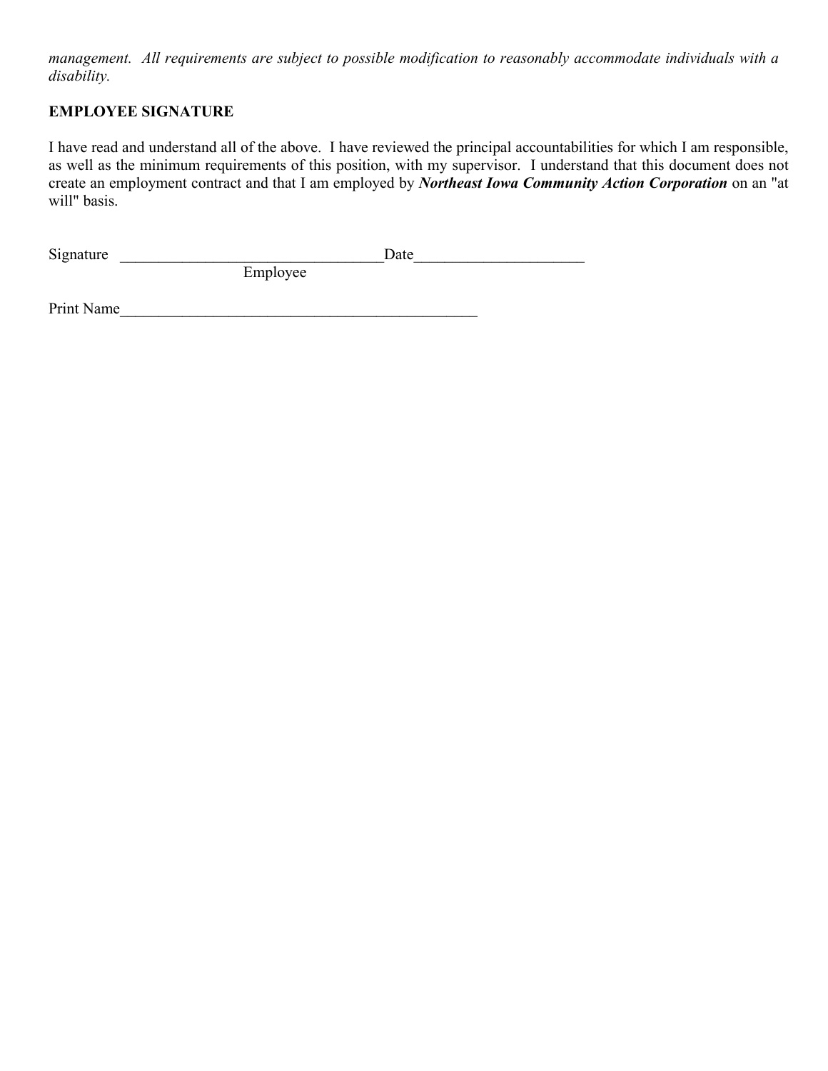*management. All requirements are subject to possible modification to reasonably accommodate individuals with a disability.*

**EMPLOYEE SIGNATURE**

I have read and understand all of the above. I have reviewed the principal accountabilities for which I am responsible, as well as the minimum requirements of this position, with my supervisor. I understand that this document does not create an employment contract and that I am employed by ***Northeast Iowa Community Action Corporation*** on an "at will" basis.

Signature _________________________________Date_____________________
Employee

Print Name_____________________________________________